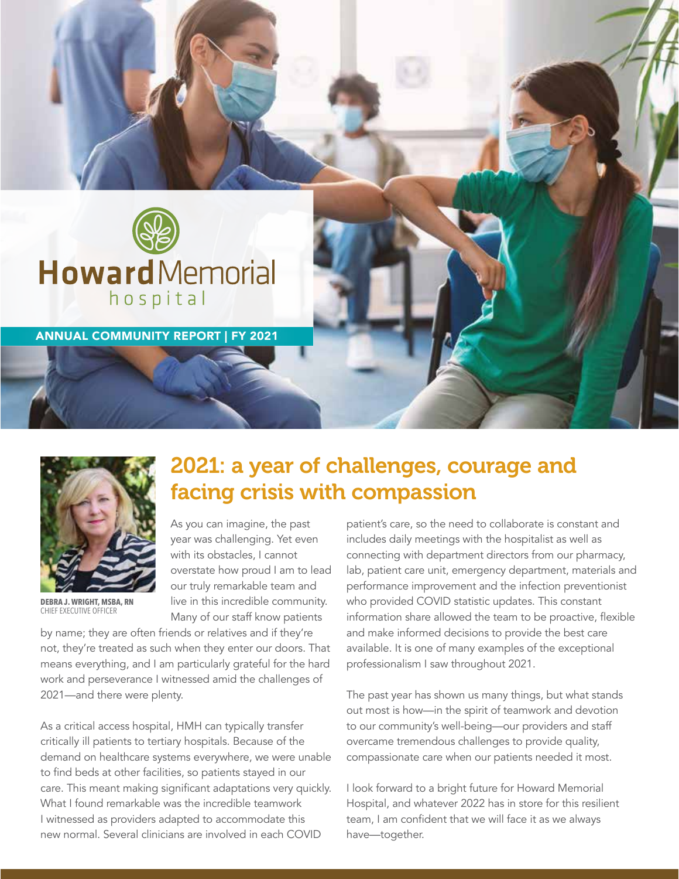Howard Memorial hospital

**ANNUAL COMMUNITY REPORT | FY 2021**

# 2021: a year of challenges, courage and facing crisis with compassion

**DEBRA J. WRIGHT, MSBA, RN**
CHIEF EXECUTIVE OFFICER

As you can imagine, the past year was challenging. Yet even with its obstacles, I cannot overstate how proud I am to lead our truly remarkable team and live in this incredible community. Many of our staff know patients by name; they are often friends or relatives and if they're not, they're treated as such when they enter our doors. That means everything, and I am particularly grateful for the hard work and perseverance I witnessed amid the challenges of 2021—and there were plenty.

As a critical access hospital, HMH can typically transfer critically ill patients to tertiary hospitals. Because of the demand on healthcare systems everywhere, we were unable to find beds at other facilities, so patients stayed in our care. This meant making significant adaptations very quickly. What I found remarkable was the incredible teamwork I witnessed as providers adapted to accommodate this new normal. Several clinicians are involved in each COVID patient's care, so the need to collaborate is constant and includes daily meetings with the hospitalist as well as connecting with department directors from our pharmacy, lab, patient care unit, emergency department, materials and performance improvement and the infection preventionist who provided COVID statistic updates. This constant information share allowed the team to be proactive, flexible and make informed decisions to provide the best care available. It is one of many examples of the exceptional professionalism I saw throughout 2021.

The past year has shown us many things, but what stands out most is how—in the spirit of teamwork and devotion to our community's well-being—our providers and staff overcame tremendous challenges to provide quality, compassionate care when our patients needed it most.

I look forward to a bright future for Howard Memorial Hospital, and whatever 2022 has in store for this resilient team, I am confident that we will face it as we always have—together.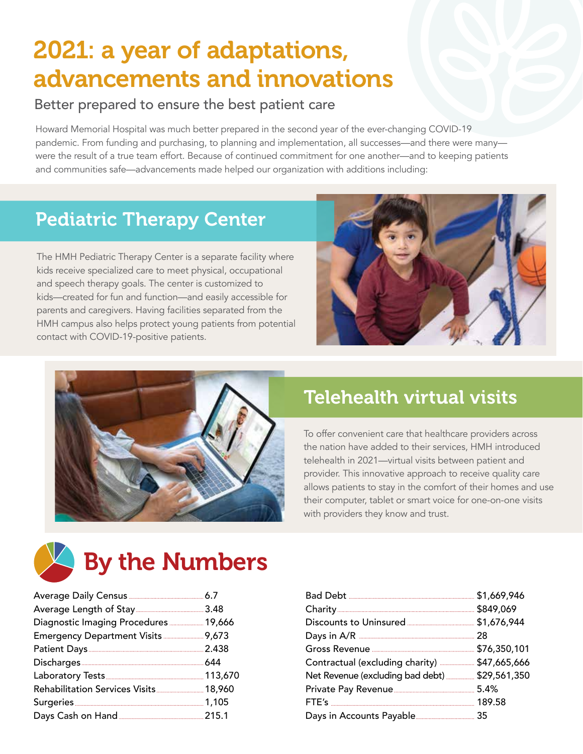# 2021: a year of adaptations, advancements and innovations

## Better prepared to ensure the best patient care

Howard Memorial Hospital was much better prepared in the second year of the ever-changing COVID-19 pandemic. From funding and purchasing, to planning and implementation, all successes—and there were many—were the result of a true team effort. Because of continued commitment for one another—and to keeping patients and communities safe—advancements made helped our organization with additions including:

## Pediatric Therapy Center

The HMH Pediatric Therapy Center is a separate facility where kids receive specialized care to meet physical, occupational and speech therapy goals. The center is customized to kids—created for fun and function—and easily accessible for parents and caregivers. Having facilities separated from the HMH campus also helps protect young patients from potential contact with COVID-19-positive patients.

## Telehealth virtual visits

To offer convenient care that healthcare providers across the nation have added to their services, HMH introduced telehealth in 2021—virtual visits between patient and provider. This innovative approach to receive quality care allows patients to stay in the comfort of their homes and use their computer, tablet or smart voice for one-on-one visits with providers they know and trust.

## By the Numbers

| Measure | Value |
|---|---|
| Average Daily Census | 6.7 |
| Average Length of Stay | 3.48 |
| Diagnostic Imaging Procedures | 19,666 |
| Emergency Department Visits | 9,673 |
| Patient Days | 2.438 |
| Discharges | 644 |
| Laboratory Tests | 113,670 |
| Rehabilitation Services Visits | 18,960 |
| Surgeries | 1,105 |
| Days Cash on Hand | 215.1 |

| Measure | Value |
|---|---|
| Bad Debt | $1,669,946 |
| Charity | $849,069 |
| Discounts to Uninsured | $1,676,944 |
| Days in A/R | 28 |
| Gross Revenue | $76,350,101 |
| Contractual (excluding charity) | $47,665,666 |
| Net Revenue (excluding bad debt) | $29,561,350 |
| Private Pay Revenue | 5.4% |
| FTE's | 189.58 |
| Days in Accounts Payable | 35 |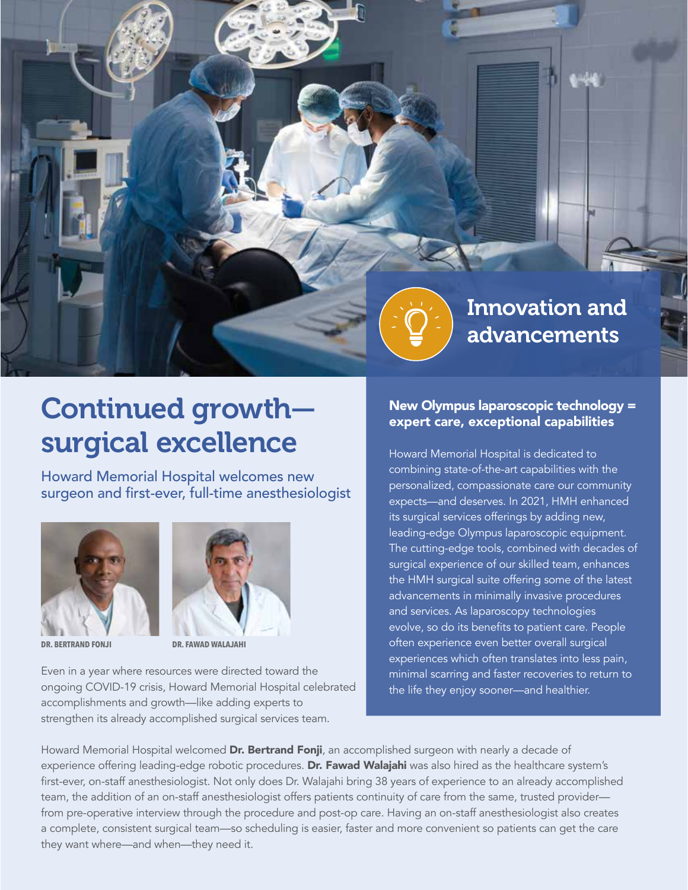## Innovation and advancements

# Continued growth—surgical excellence

### Howard Memorial Hospital welcomes new surgeon and first-ever, full-time anesthesiologist

DR. BERTRAND FONJI

DR. FAWAD WALAJAHI

Even in a year where resources were directed toward the ongoing COVID-19 crisis, Howard Memorial Hospital celebrated accomplishments and growth—like adding experts to strengthen its already accomplished surgical services team.

Howard Memorial Hospital welcomed **Dr. Bertrand Fonji**, an accomplished surgeon with nearly a decade of experience offering leading-edge robotic procedures. **Dr. Fawad Walajahi** was also hired as the healthcare system's first-ever, on-staff anesthesiologist. Not only does Dr. Walajahi bring 38 years of experience to an already accomplished team, the addition of an on-staff anesthesiologist offers patients continuity of care from the same, trusted provider—from pre-operative interview through the procedure and post-op care. Having an on-staff anesthesiologist also creates a complete, consistent surgical team—so scheduling is easier, faster and more convenient so patients can get the care they want where—and when—they need it.

### New Olympus laparoscopic technology = expert care, exceptional capabilities

Howard Memorial Hospital is dedicated to combining state-of-the-art capabilities with the personalized, compassionate care our community expects—and deserves. In 2021, HMH enhanced its surgical services offerings by adding new, leading-edge Olympus laparoscopic equipment. The cutting-edge tools, combined with decades of surgical experience of our skilled team, enhances the HMH surgical suite offering some of the latest advancements in minimally invasive procedures and services. As laparoscopy technologies evolve, so do its benefits to patient care. People often experience even better overall surgical experiences which often translates into less pain, minimal scarring and faster recoveries to return to the life they enjoy sooner—and healthier.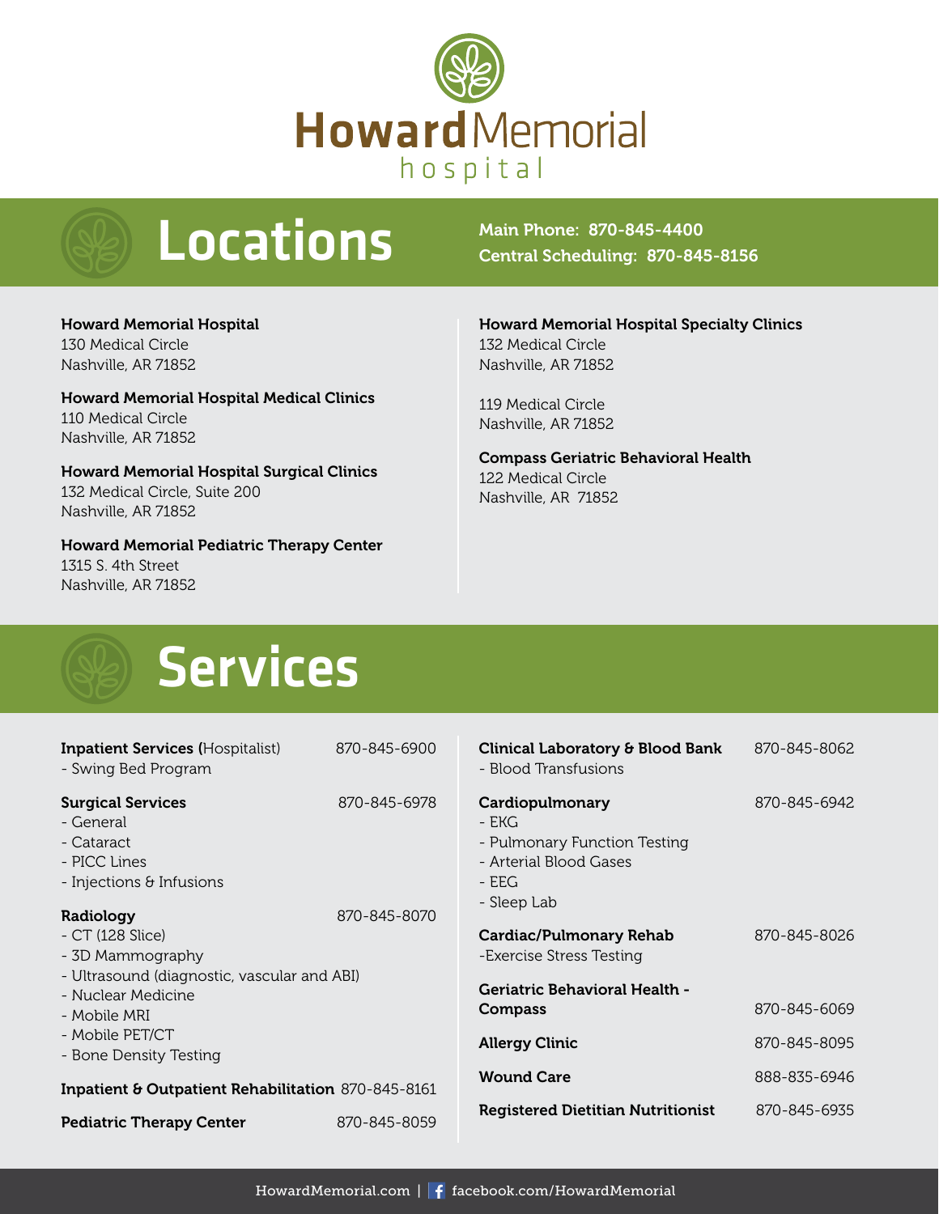# Howard Memorial hospital

## Locations

**Main Phone: 870-845-4400**
**Central Scheduling: 870-845-8156**

**Howard Memorial Hospital**
130 Medical Circle
Nashville, AR 71852

**Howard Memorial Hospital Medical Clinics**
110 Medical Circle
Nashville, AR 71852

**Howard Memorial Hospital Surgical Clinics**
132 Medical Circle, Suite 200
Nashville, AR 71852

**Howard Memorial Pediatric Therapy Center**
1315 S. 4th Street
Nashville, AR 71852

**Howard Memorial Hospital Specialty Clinics**
132 Medical Circle
Nashville, AR 71852

119 Medical Circle
Nashville, AR 71852

**Compass Geriatric Behavioral Health**
122 Medical Circle
Nashville, AR 71852

## Services

**Inpatient Services (**Hospitalist) — 870-845-6900
- Swing Bed Program

**Surgical Services** — 870-845-6978
- General
- Cataract
- PICC Lines
- Injections & Infusions

**Radiology** — 870-845-8070
- CT (128 Slice)
- 3D Mammography
- Ultrasound (diagnostic, vascular and ABI)
- Nuclear Medicine
- Mobile MRI
- Mobile PET/CT
- Bone Density Testing

**Inpatient & Outpatient Rehabilitation** — 870-845-8161

**Pediatric Therapy Center** — 870-845-8059

**Clinical Laboratory & Blood Bank** — 870-845-8062
- Blood Transfusions

**Cardiopulmonary** — 870-845-6942
- EKG
- Pulmonary Function Testing
- Arterial Blood Gases
- EEG
- Sleep Lab

**Cardiac/Pulmonary Rehab** — 870-845-8026
-Exercise Stress Testing

**Geriatric Behavioral Health - Compass** — 870-845-6069

**Allergy Clinic** — 870-845-8095

**Wound Care** — 888-835-6946

**Registered Dietitian Nutritionist** — 870-845-6935

HowardMemorial.com | facebook.com/HowardMemorial